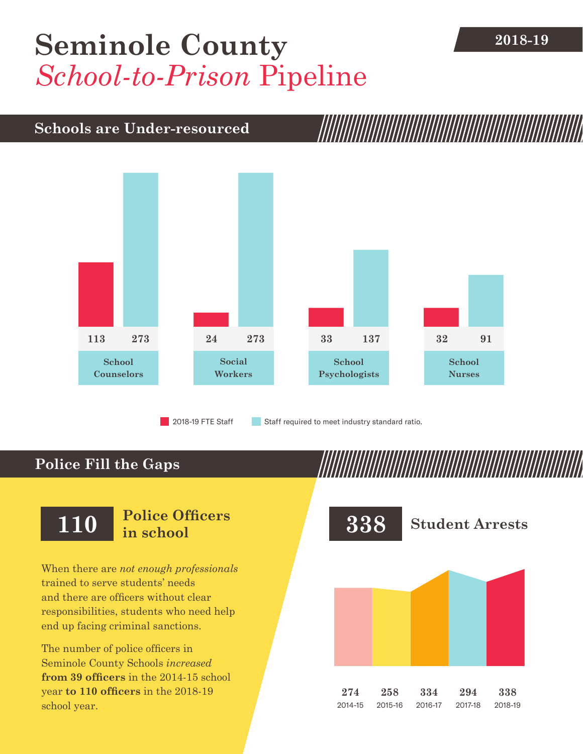# Seminole County *School-to-Prison* Pipeline

**2018-19**

## Schools are Under-resourced

| | 2018-19 FTE Staff | Staff required to meet industry standard ratio. |
|---|---|---|
| School Counselors | 113 | 273 |
| Social Workers | 24 | 273 |
| School Psychologists | 33 | 137 |
| School Nurses | 32 | 91 |

## Police Fill the Gaps

**110** **Police Officers in school**

When there are *not enough professionals* trained to serve students' needs and there are officers without clear responsibilities, students who need help end up facing criminal sanctions.

The number of police officers in Seminole County Schools *increased* **from 39 officers** in the 2014-15 school year **to 110 officers** in the 2018-19 school year.

**338** **Student Arrests**

| 2014-15 | 2015-16 | 2016-17 | 2017-18 | 2018-19 |
|---|---|---|---|---|
| 274 | 258 | 334 | 294 | 338 |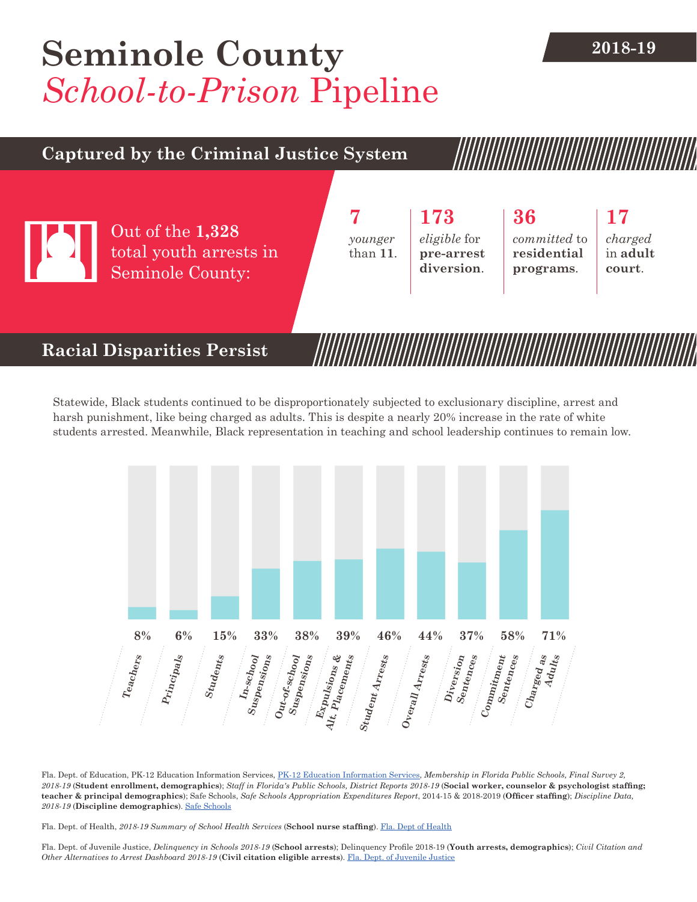# Seminole County
# *School-to-Prison* Pipeline

**2018-19**

## Captured by the Criminal Justice System

Out of the **1,328** total youth arrests in Seminole County:

**7** *younger* than **11**.

**173** *eligible* for **pre-arrest diversion**.

**36** *committed* to **residential programs**.

**17** *charged* in **adult court**.

## Racial Disparities Persist

Statewide, Black students continued to be disproportionately subjected to exclusionary discipline, arrest and harsh punishment, like being charged as adults. This is despite a nearly 20% increase in the rate of white students arrested. Meanwhile, Black representation in teaching and school leadership continues to remain low.

8% Teachers
6% Principals
15% Students
33% In-school Suspensions
38% Out-of-school Suspensions
39% Expulsions & Alt. Placements
46% Student Arrests
44% Overall Arrests
37% Diversion Sentences
58% Commitment Sentences
71% Charged as Adults

Fla. Dept. of Education, PK-12 Education Information Services, PK-12 Education Information Services, *Membership in Florida Public Schools, Final Survey 2, 2018-19* (**Student enrollment, demographics**); *Staff in Florida's Public Schools, District Reports 2018-19* (**Social worker, counselor & psychologist staffing; teacher & principal demographics**); Safe Schools, *Safe Schools Appropriation Expenditures Report*, 2014-15 & 2018-2019 (**Officer staffing**); *Discipline Data, 2018-19* (**Discipline demographics**). Safe Schools

Fla. Dept. of Health, *2018-19 Summary of School Health Services* (**School nurse staffing**). Fla. Dept of Health

Fla. Dept. of Juvenile Justice, *Delinquency in Schools 2018-19* (**School arrests**); Delinquency Profile 2018-19 (**Youth arrests, demographics**); *Civil Citation and Other Alternatives to Arrest Dashboard 2018-19* (**Civil citation eligible arrests**). Fla. Dept. of Juvenile Justice